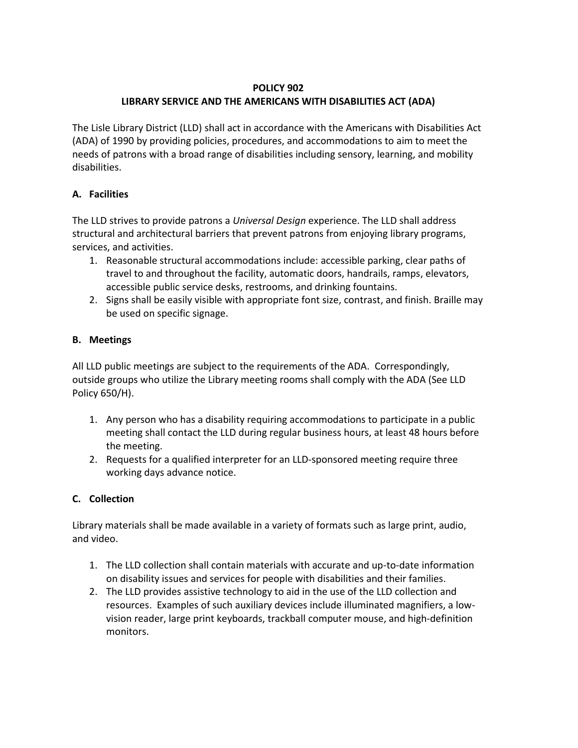# POLICY 902
# LIBRARY SERVICE AND THE AMERICANS WITH DISABILITIES ACT (ADA)

The Lisle Library District (LLD) shall act in accordance with the Americans with Disabilities Act (ADA) of 1990 by providing policies, procedures, and accommodations to aim to meet the needs of patrons with a broad range of disabilities including sensory, learning, and mobility disabilities.

## A. Facilities

The LLD strives to provide patrons a *Universal Design* experience. The LLD shall address structural and architectural barriers that prevent patrons from enjoying library programs, services, and activities.

1. Reasonable structural accommodations include: accessible parking, clear paths of travel to and throughout the facility, automatic doors, handrails, ramps, elevators, accessible public service desks, restrooms, and drinking fountains.
2. Signs shall be easily visible with appropriate font size, contrast, and finish. Braille may be used on specific signage.

## B. Meetings

All LLD public meetings are subject to the requirements of the ADA. Correspondingly, outside groups who utilize the Library meeting rooms shall comply with the ADA (See LLD Policy 650/H).

1. Any person who has a disability requiring accommodations to participate in a public meeting shall contact the LLD during regular business hours, at least 48 hours before the meeting.
2. Requests for a qualified interpreter for an LLD-sponsored meeting require three working days advance notice.

## C. Collection

Library materials shall be made available in a variety of formats such as large print, audio, and video.

1. The LLD collection shall contain materials with accurate and up-to-date information on disability issues and services for people with disabilities and their families.
2. The LLD provides assistive technology to aid in the use of the LLD collection and resources. Examples of such auxiliary devices include illuminated magnifiers, a low-vision reader, large print keyboards, trackball computer mouse, and high-definition monitors.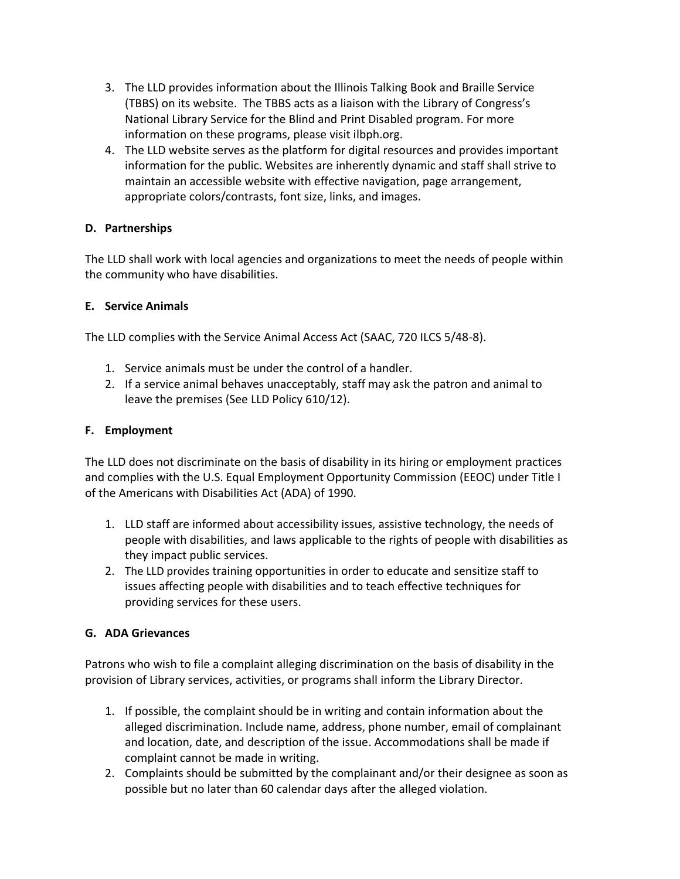3. The LLD provides information about the Illinois Talking Book and Braille Service (TBBS) on its website. The TBBS acts as a liaison with the Library of Congress's National Library Service for the Blind and Print Disabled program. For more information on these programs, please visit ilbph.org.
4. The LLD website serves as the platform for digital resources and provides important information for the public. Websites are inherently dynamic and staff shall strive to maintain an accessible website with effective navigation, page arrangement, appropriate colors/contrasts, font size, links, and images.

**D. Partnerships**

The LLD shall work with local agencies and organizations to meet the needs of people within the community who have disabilities.

**E. Service Animals**

The LLD complies with the Service Animal Access Act (SAAC, 720 ILCS 5/48-8).

1. Service animals must be under the control of a handler.
2. If a service animal behaves unacceptably, staff may ask the patron and animal to leave the premises (See LLD Policy 610/12).

**F. Employment**

The LLD does not discriminate on the basis of disability in its hiring or employment practices and complies with the U.S. Equal Employment Opportunity Commission (EEOC) under Title I of the Americans with Disabilities Act (ADA) of 1990.

1. LLD staff are informed about accessibility issues, assistive technology, the needs of people with disabilities, and laws applicable to the rights of people with disabilities as they impact public services.
2. The LLD provides training opportunities in order to educate and sensitize staff to issues affecting people with disabilities and to teach effective techniques for providing services for these users.

**G. ADA Grievances**

Patrons who wish to file a complaint alleging discrimination on the basis of disability in the provision of Library services, activities, or programs shall inform the Library Director.

1. If possible, the complaint should be in writing and contain information about the alleged discrimination. Include name, address, phone number, email of complainant and location, date, and description of the issue. Accommodations shall be made if complaint cannot be made in writing.
2. Complaints should be submitted by the complainant and/or their designee as soon as possible but no later than 60 calendar days after the alleged violation.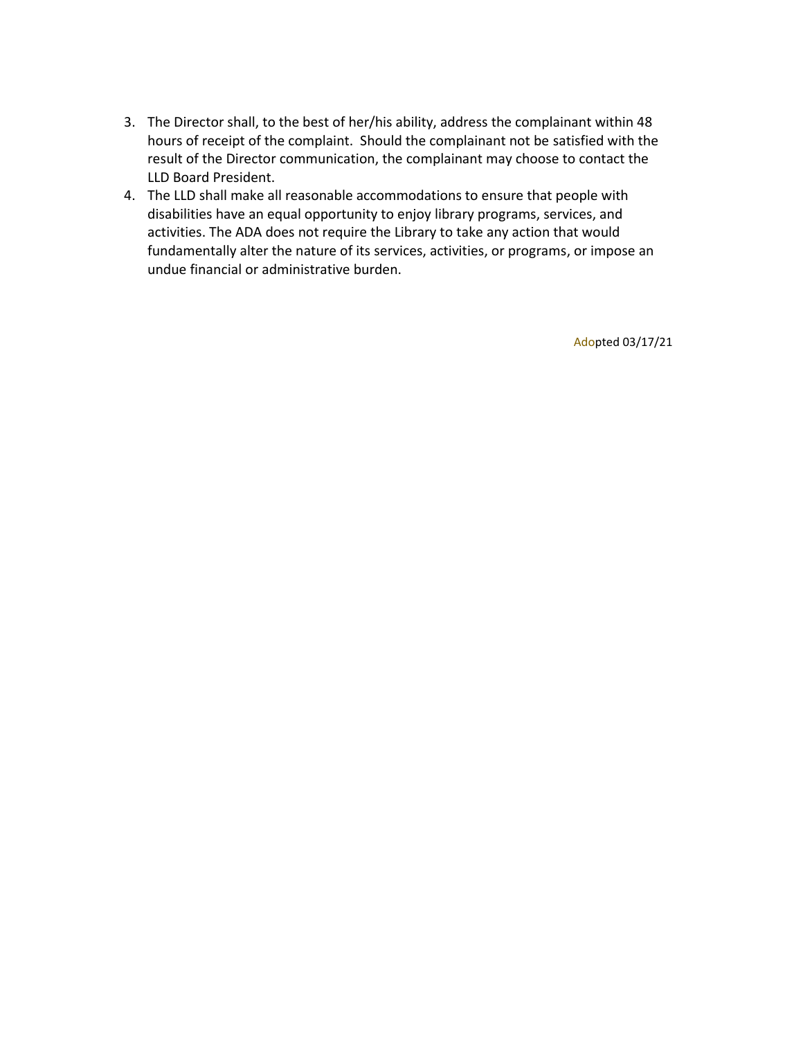3. The Director shall, to the best of her/his ability, address the complainant within 48 hours of receipt of the complaint. Should the complainant not be satisfied with the result of the Director communication, the complainant may choose to contact the LLD Board President.
4. The LLD shall make all reasonable accommodations to ensure that people with disabilities have an equal opportunity to enjoy library programs, services, and activities. The ADA does not require the Library to take any action that would fundamentally alter the nature of its services, activities, or programs, or impose an undue financial or administrative burden.

Adopted 03/17/21